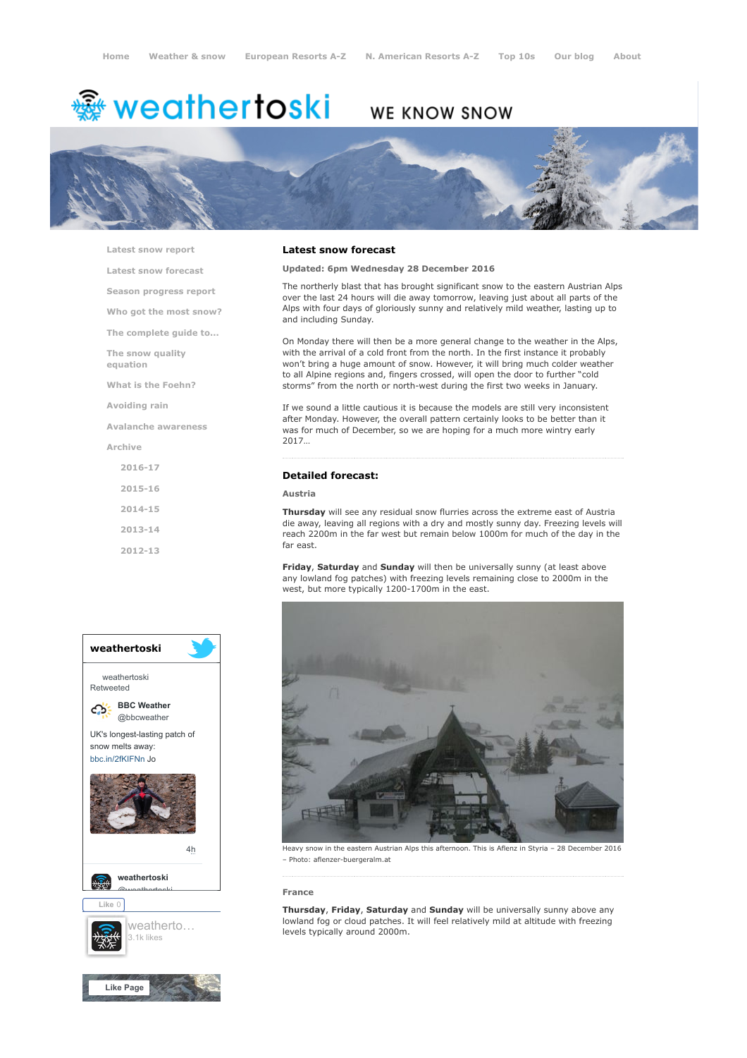Home | Weather & snow | European Resorts A-Z | N. American Resorts A-Z | Top 10s | Our blog | About

# weathertoski

WE KNOW SNOW

- Latest snow report
- Latest snow forecast
- Season progress report
- Who got the most snow?
- The complete guide to...
- The snow quality equation
- What is the Foehn?
- Avoiding rain
- Avalanche awareness
- Archive
  - 2016-17
  - 2015-16
  - 2014-15
  - 2013-14
  - 2012-13

## Latest snow forecast

**Updated: 6pm Wednesday 28 December 2016**

The northerly blast that has brought significant snow to the eastern Austrian Alps over the last 24 hours will die away tomorrow, leaving just about all parts of the Alps with four days of gloriously sunny and relatively mild weather, lasting up to and including Sunday.

On Monday there will then be a more general change to the weather in the Alps, with the arrival of a cold front from the north. In the first instance it probably won't bring a huge amount of snow. However, it will bring much colder weather to all Alpine regions and, fingers crossed, will open the door to further "cold storms" from the north or north-west during the first two weeks in January.

If we sound a little cautious it is because the models are still very inconsistent after Monday. However, the overall pattern certainly looks to be better than it was for much of December, so we are hoping for a much more wintry early 2017…

## Detailed forecast:

### Austria

**Thursday** will see any residual snow flurries across the extreme east of Austria die away, leaving all regions with a dry and mostly sunny day. Freezing levels will reach 2200m in the far west but remain below 1000m for much of the day in the far east.

**Friday**, **Saturday** and **Sunday** will then be universally sunny (at least above any lowland fog patches) with freezing levels remaining close to 2000m in the west, but more typically 1200-1700m in the east.

Heavy snow in the eastern Austrian Alps this afternoon. This is Aflenz in Styria – 28 December 2016 – Photo: aflenzer-buergeralm.at

### France

**Thursday**, **Friday**, **Saturday** and **Sunday** will be universally sunny above any lowland fog or cloud patches. It will feel relatively mild at altitude with freezing levels typically around 2000m.

**weathertoski**

weathertoski Retweeted

**BBC Weather** @bbcweather

UK's longest-lasting patch of snow melts away: bbc.in/2fKIFNn Jo

4h

**weathertoski** @weathertoski

Like 0

weatherto… 3.1k likes

Like Page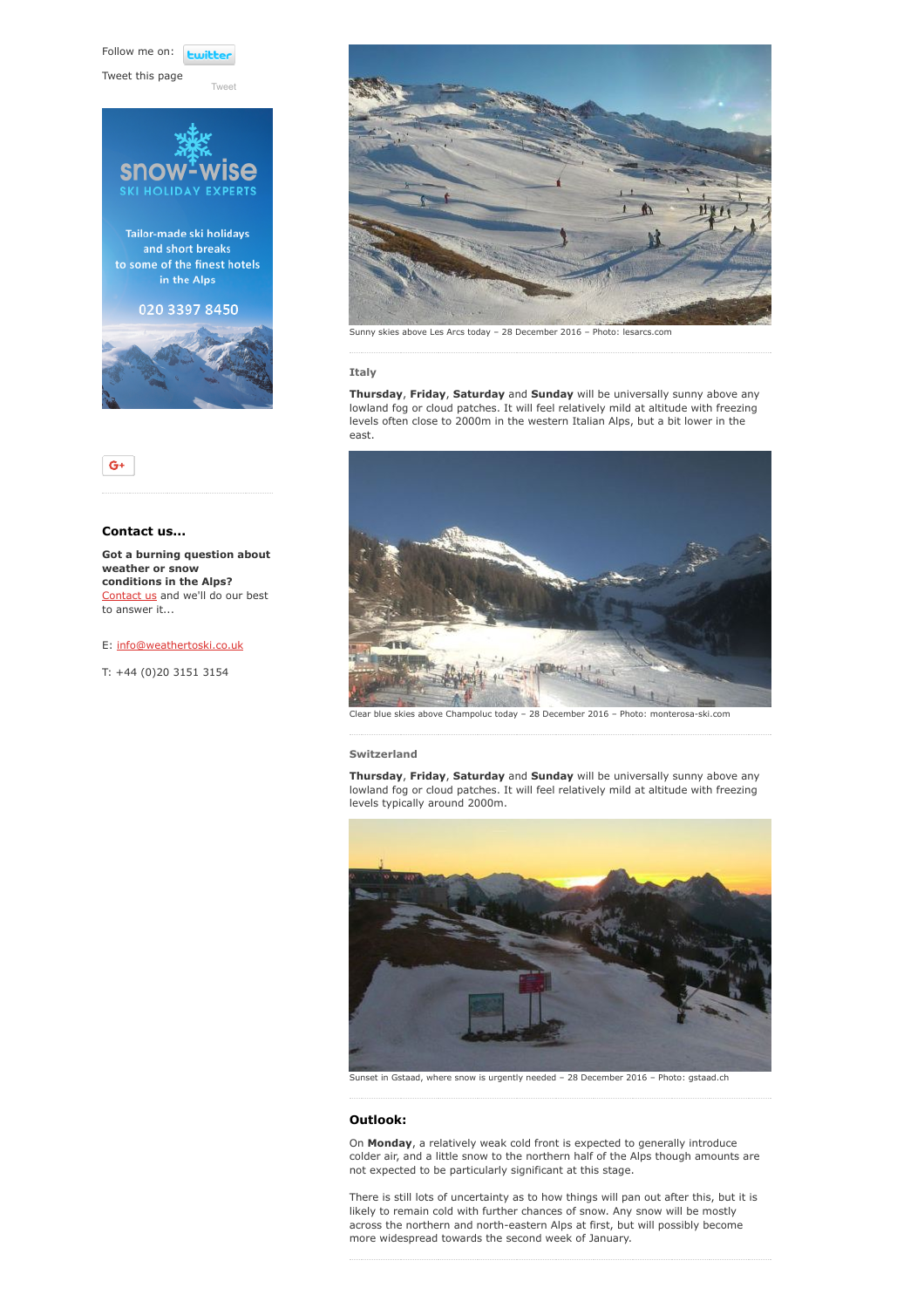Follow me on: twitter

Tweet this page

Tweet

snow-wise SKI HOLIDAY EXPERTS

Tailor-made ski holidays and short breaks to some of the finest hotels in the Alps

020 3397 8450

G+

### Contact us...

**Got a burning question about weather or snow conditions in the Alps?** Contact us and we'll do our best to answer it...

E: info@weathertoski.co.uk

T: +44 (0)20 3151 3154

Sunny skies above Les Arcs today – 28 December 2016 – Photo: lesarcs.com

### Italy

**Thursday**, **Friday**, **Saturday** and **Sunday** will be universally sunny above any lowland fog or cloud patches. It will feel relatively mild at altitude with freezing levels often close to 2000m in the western Italian Alps, but a bit lower in the east.

Clear blue skies above Champoluc today – 28 December 2016 – Photo: monterosa-ski.com

### Switzerland

**Thursday**, **Friday**, **Saturday** and **Sunday** will be universally sunny above any lowland fog or cloud patches. It will feel relatively mild at altitude with freezing levels typically around 2000m.

Sunset in Gstaad, where snow is urgently needed – 28 December 2016 – Photo: gstaad.ch

### Outlook:

On **Monday**, a relatively weak cold front is expected to generally introduce colder air, and a little snow to the northern half of the Alps though amounts are not expected to be particularly significant at this stage.

There is still lots of uncertainty as to how things will pan out after this, but it is likely to remain cold with further chances of snow. Any snow will be mostly across the northern and north-eastern Alps at first, but will possibly become more widespread towards the second week of January.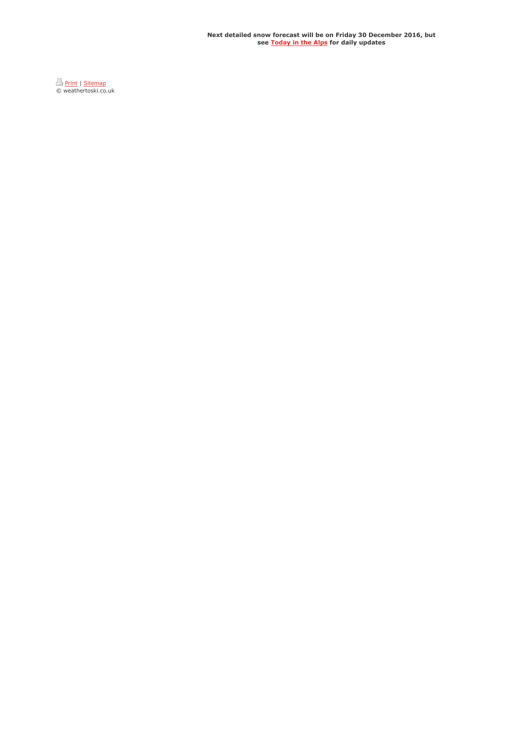**Next detailed snow forecast will be on Friday 30 December 2016, but see Today in the Alps for daily updates**

Print | Sitemap
© weathertoski.co.uk